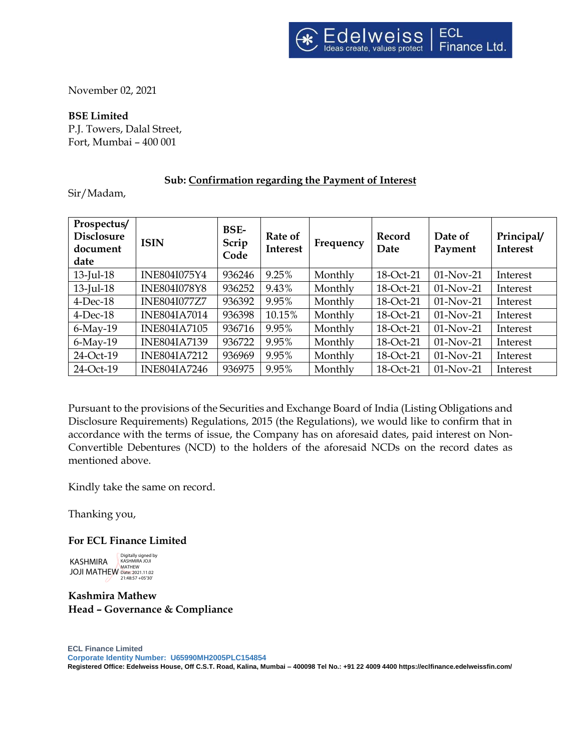November 02, 2021

**BSE Limited**
P.J. Towers, Dalal Street,
Fort, Mumbai – 400 001

**Sub: Confirmation regarding the Payment of Interest**

Sir/Madam,

| Prospectus/ Disclosure document date | ISIN | BSE-Scrip Code | Rate of Interest | Frequency | Record Date | Date of Payment | Principal/ Interest |
|---|---|---|---|---|---|---|---|
| 13-Jul-18 | INE804I075Y4 | 936246 | 9.25% | Monthly | 18-Oct-21 | 01-Nov-21 | Interest |
| 13-Jul-18 | INE804I078Y8 | 936252 | 9.43% | Monthly | 18-Oct-21 | 01-Nov-21 | Interest |
| 4-Dec-18 | INE804I077Z7 | 936392 | 9.95% | Monthly | 18-Oct-21 | 01-Nov-21 | Interest |
| 4-Dec-18 | INE804IA7014 | 936398 | 10.15% | Monthly | 18-Oct-21 | 01-Nov-21 | Interest |
| 6-May-19 | INE804IA7105 | 936716 | 9.95% | Monthly | 18-Oct-21 | 01-Nov-21 | Interest |
| 6-May-19 | INE804IA7139 | 936722 | 9.95% | Monthly | 18-Oct-21 | 01-Nov-21 | Interest |
| 24-Oct-19 | INE804IA7212 | 936969 | 9.95% | Monthly | 18-Oct-21 | 01-Nov-21 | Interest |
| 24-Oct-19 | INE804IA7246 | 936975 | 9.95% | Monthly | 18-Oct-21 | 01-Nov-21 | Interest |

Pursuant to the provisions of the Securities and Exchange Board of India (Listing Obligations and Disclosure Requirements) Regulations, 2015 (the Regulations), we would like to confirm that in accordance with the terms of issue, the Company has on aforesaid dates, paid interest on Non-Convertible Debentures (NCD) to the holders of the aforesaid NCDs on the record dates as mentioned above.

Kindly take the same on record.

Thanking you,

**For ECL Finance Limited**

KASHMIRA JOJI MATHEW
Digitally signed by KASHMIRA JOJI MATHEW
Date: 2021.11.02 21:48:57 +05'30'

**Kashmira Mathew**
**Head – Governance & Compliance**

**ECL Finance Limited**
**Corporate Identity Number: U65990MH2005PLC154854**
**Registered Office: Edelweiss House, Off C.S.T. Road, Kalina, Mumbai – 400098 Tel No.: +91 22 4009 4400 https://eclfinance.edelweissfin.com/**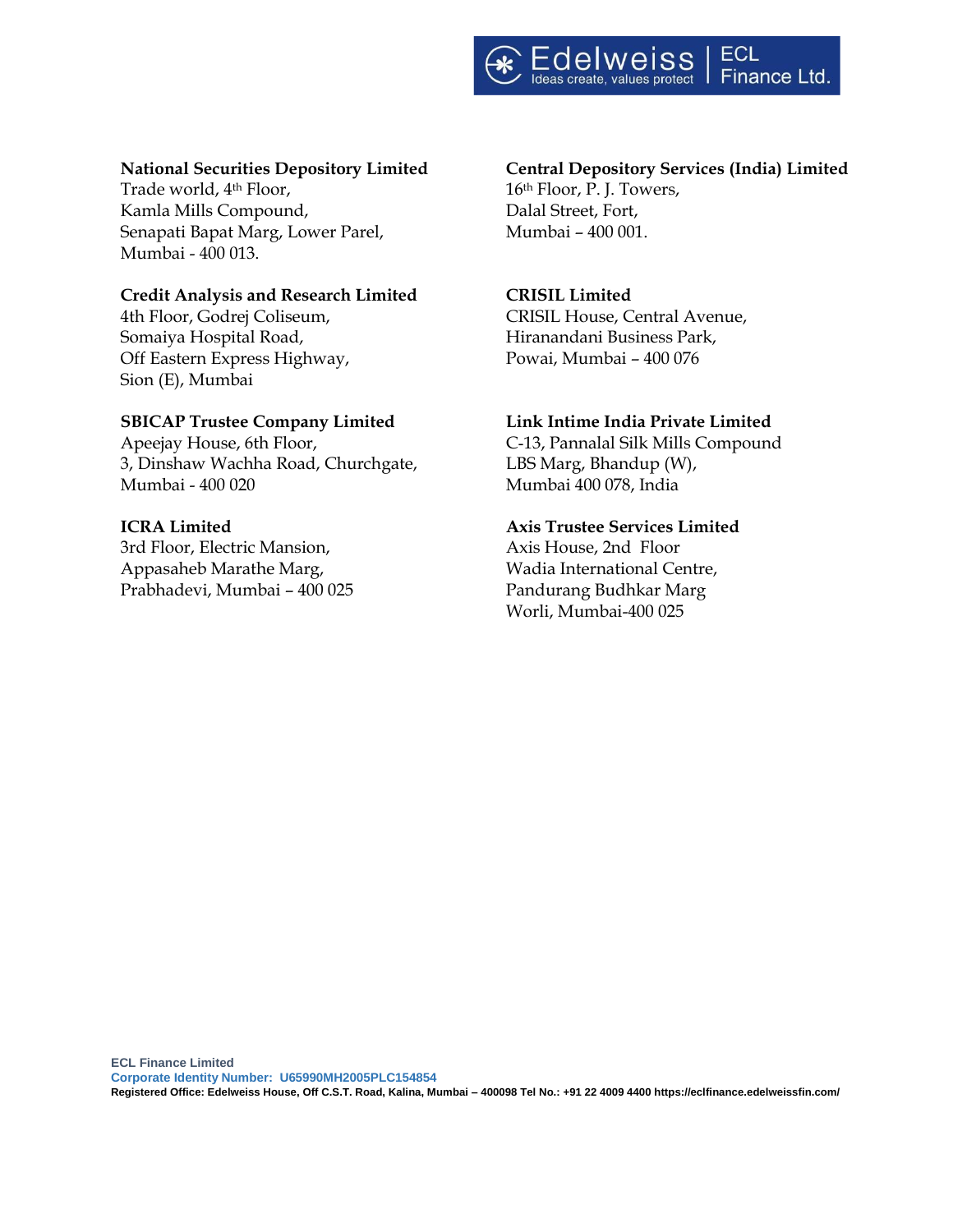**National Securities Depository Limited**
Trade world, 4th Floor,
Kamla Mills Compound,
Senapati Bapat Marg, Lower Parel,
Mumbai - 400 013.

**Central Depository Services (India) Limited**
16th Floor, P. J. Towers,
Dalal Street, Fort,
Mumbai – 400 001.

**Credit Analysis and Research Limited**
4th Floor, Godrej Coliseum,
Somaiya Hospital Road,
Off Eastern Express Highway,
Sion (E), Mumbai

**CRISIL Limited**
CRISIL House, Central Avenue,
Hiranandani Business Park,
Powai, Mumbai – 400 076

**SBICAP Trustee Company Limited**
Apeejay House, 6th Floor,
3, Dinshaw Wachha Road, Churchgate,
Mumbai - 400 020

**Link Intime India Private Limited**
C-13, Pannalal Silk Mills Compound
LBS Marg, Bhandup (W),
Mumbai 400 078, India

**ICRA Limited**
3rd Floor, Electric Mansion,
Appasaheb Marathe Marg,
Prabhadevi, Mumbai – 400 025

**Axis Trustee Services Limited**
Axis House, 2nd Floor
Wadia International Centre,
Pandurang Budhkar Marg
Worli, Mumbai-400 025